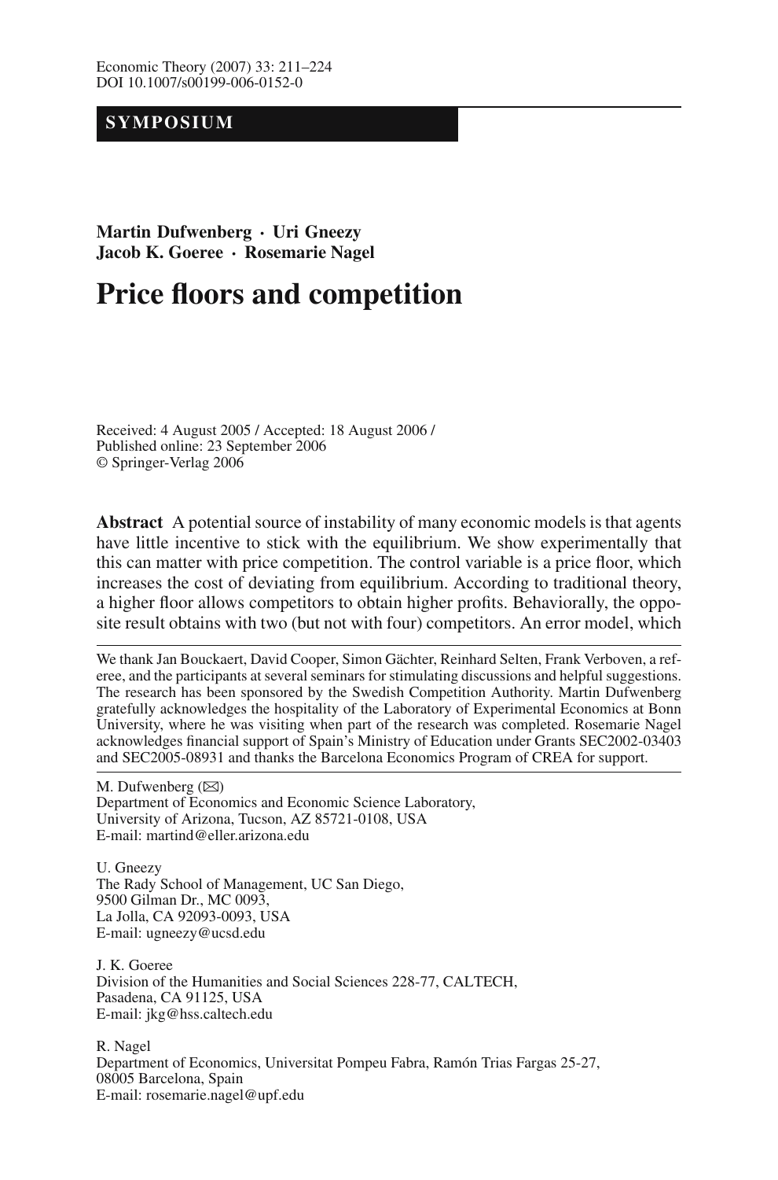**SYMPOSIUM**

**Martin Dufwenberg · Uri Gneezy**
**Jacob K. Goeree · Rosemarie Nagel**

# Price floors and competition

Received: 4 August 2005 / Accepted: 18 August 2006 /
Published online: 23 September 2006
© Springer-Verlag 2006

**Abstract** A potential source of instability of many economic models is that agents have little incentive to stick with the equilibrium. We show experimentally that this can matter with price competition. The control variable is a price floor, which increases the cost of deviating from equilibrium. According to traditional theory, a higher floor allows competitors to obtain higher profits. Behaviorally, the opposite result obtains with two (but not with four) competitors. An error model, which

---

We thank Jan Bouckaert, David Cooper, Simon Gächter, Reinhard Selten, Frank Verboven, a referee, and the participants at several seminars for stimulating discussions and helpful suggestions. The research has been sponsored by the Swedish Competition Authority. Martin Dufwenberg gratefully acknowledges the hospitality of the Laboratory of Experimental Economics at Bonn University, where he was visiting when part of the research was completed. Rosemarie Nagel acknowledges financial support of Spain's Ministry of Education under Grants SEC2002-03403 and SEC2005-08931 and thanks the Barcelona Economics Program of CREA for support.

---

M. Dufwenberg (✉)
Department of Economics and Economic Science Laboratory,
University of Arizona, Tucson, AZ 85721-0108, USA
E-mail: martind@eller.arizona.edu

U. Gneezy
The Rady School of Management, UC San Diego,
9500 Gilman Dr., MC 0093,
La Jolla, CA 92093-0093, USA
E-mail: ugneezy@ucsd.edu

J. K. Goeree
Division of the Humanities and Social Sciences 228-77, CALTECH,
Pasadena, CA 91125, USA
E-mail: jkg@hss.caltech.edu

R. Nagel
Department of Economics, Universitat Pompeu Fabra, Ramón Trias Fargas 25-27,
08005 Barcelona, Spain
E-mail: rosemarie.nagel@upf.edu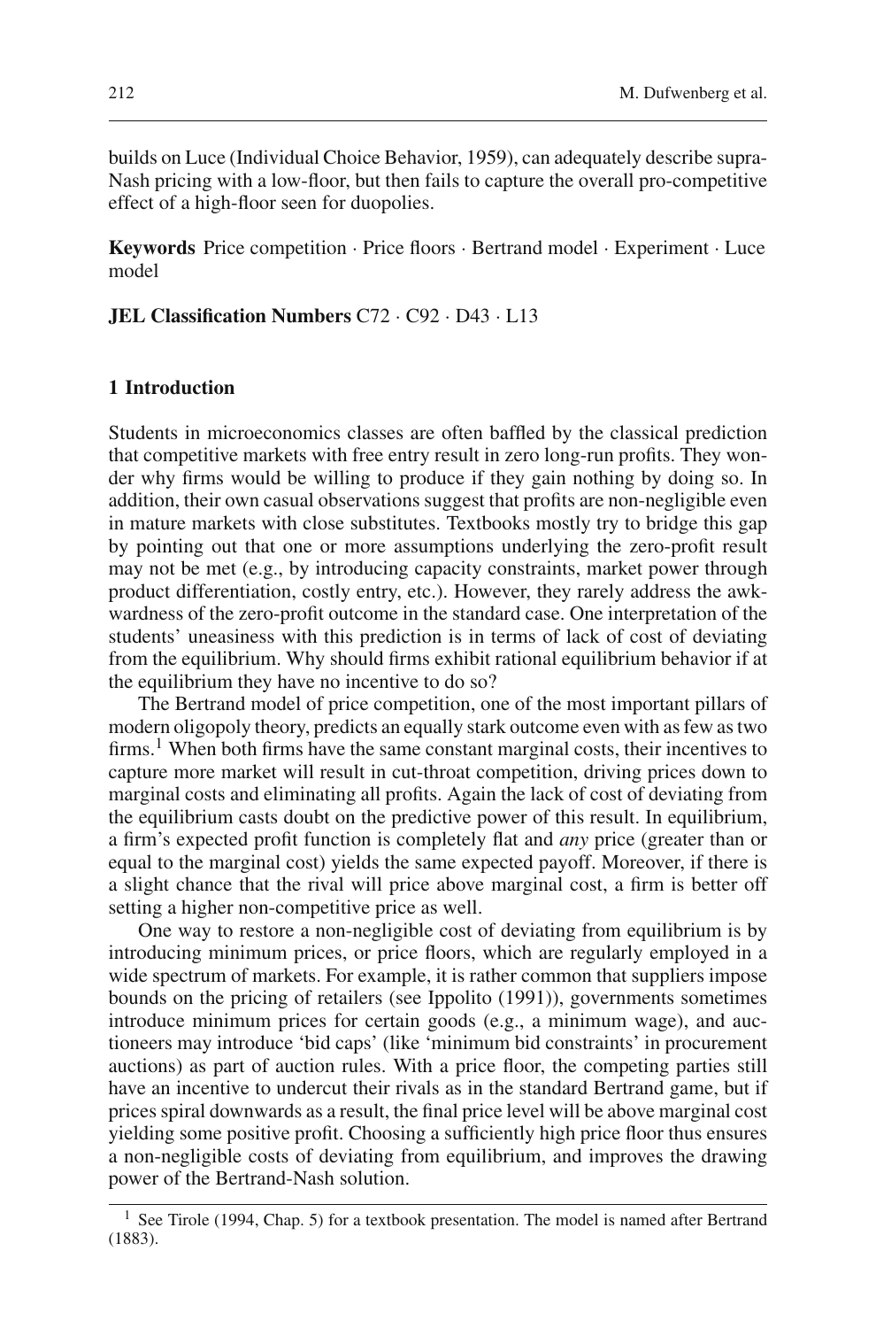builds on Luce (Individual Choice Behavior, 1959), can adequately describe supra-Nash pricing with a low-floor, but then fails to capture the overall pro-competitive effect of a high-floor seen for duopolies.

**Keywords** Price competition · Price floors · Bertrand model · Experiment · Luce model

**JEL Classification Numbers** C72 · C92 · D43 · L13

## 1 Introduction

Students in microeconomics classes are often baffled by the classical prediction that competitive markets with free entry result in zero long-run profits. They wonder why firms would be willing to produce if they gain nothing by doing so. In addition, their own casual observations suggest that profits are non-negligible even in mature markets with close substitutes. Textbooks mostly try to bridge this gap by pointing out that one or more assumptions underlying the zero-profit result may not be met (e.g., by introducing capacity constraints, market power through product differentiation, costly entry, etc.). However, they rarely address the awkwardness of the zero-profit outcome in the standard case. One interpretation of the students' uneasiness with this prediction is in terms of lack of cost of deviating from the equilibrium. Why should firms exhibit rational equilibrium behavior if at the equilibrium they have no incentive to do so?

The Bertrand model of price competition, one of the most important pillars of modern oligopoly theory, predicts an equally stark outcome even with as few as two firms.[1] When both firms have the same constant marginal costs, their incentives to capture more market will result in cut-throat competition, driving prices down to marginal costs and eliminating all profits. Again the lack of cost of deviating from the equilibrium casts doubt on the predictive power of this result. In equilibrium, a firm's expected profit function is completely flat and *any* price (greater than or equal to the marginal cost) yields the same expected payoff. Moreover, if there is a slight chance that the rival will price above marginal cost, a firm is better off setting a higher non-competitive price as well.

One way to restore a non-negligible cost of deviating from equilibrium is by introducing minimum prices, or price floors, which are regularly employed in a wide spectrum of markets. For example, it is rather common that suppliers impose bounds on the pricing of retailers (see Ippolito (1991)), governments sometimes introduce minimum prices for certain goods (e.g., a minimum wage), and auctioneers may introduce 'bid caps' (like 'minimum bid constraints' in procurement auctions) as part of auction rules. With a price floor, the competing parties still have an incentive to undercut their rivals as in the standard Bertrand game, but if prices spiral downwards as a result, the final price level will be above marginal cost yielding some positive profit. Choosing a sufficiently high price floor thus ensures a non-negligible costs of deviating from equilibrium, and improves the drawing power of the Bertrand-Nash solution.

[1] See Tirole (1994, Chap. 5) for a textbook presentation. The model is named after Bertrand (1883).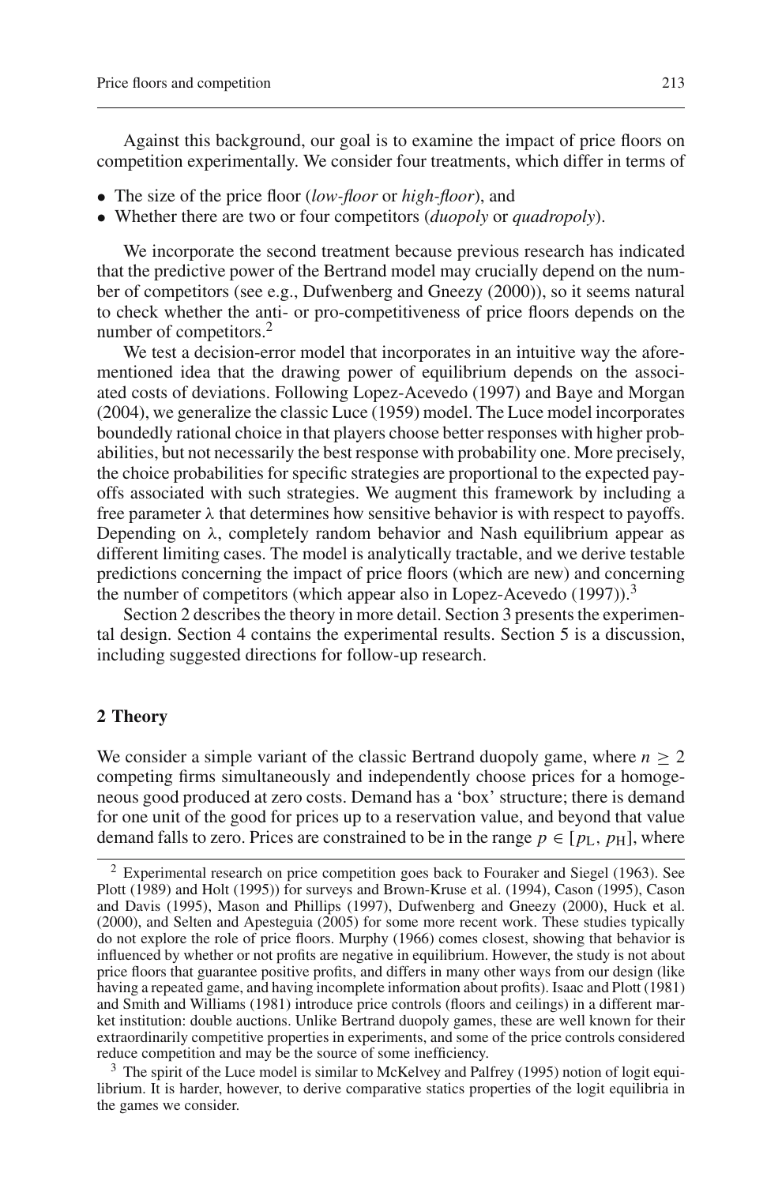Against this background, our goal is to examine the impact of price floors on competition experimentally. We consider four treatments, which differ in terms of

- The size of the price floor (*low-floor* or *high-floor*), and
- Whether there are two or four competitors (*duopoly* or *quadropoly*).

We incorporate the second treatment because previous research has indicated that the predictive power of the Bertrand model may crucially depend on the number of competitors (see e.g., Dufwenberg and Gneezy (2000)), so it seems natural to check whether the anti- or pro-competitiveness of price floors depends on the number of competitors.[2]

We test a decision-error model that incorporates in an intuitive way the aforementioned idea that the drawing power of equilibrium depends on the associated costs of deviations. Following Lopez-Acevedo (1997) and Baye and Morgan (2004), we generalize the classic Luce (1959) model. The Luce model incorporates boundedly rational choice in that players choose better responses with higher probabilities, but not necessarily the best response with probability one. More precisely, the choice probabilities for specific strategies are proportional to the expected payoffs associated with such strategies. We augment this framework by including a free parameter $\lambda$ that determines how sensitive behavior is with respect to payoffs. Depending on $\lambda$, completely random behavior and Nash equilibrium appear as different limiting cases. The model is analytically tractable, and we derive testable predictions concerning the impact of price floors (which are new) and concerning the number of competitors (which appear also in Lopez-Acevedo (1997)).[3]

Section 2 describes the theory in more detail. Section 3 presents the experimental design. Section 4 contains the experimental results. Section 5 is a discussion, including suggested directions for follow-up research.

## 2 Theory

We consider a simple variant of the classic Bertrand duopoly game, where $n \geq 2$ competing firms simultaneously and independently choose prices for a homogeneous good produced at zero costs. Demand has a 'box' structure; there is demand for one unit of the good for prices up to a reservation value, and beyond that value demand falls to zero. Prices are constrained to be in the range $p \in [p_L, p_H]$, where

---

[2] Experimental research on price competition goes back to Fouraker and Siegel (1963). See Plott (1989) and Holt (1995)) for surveys and Brown-Kruse et al. (1994), Cason (1995), Cason and Davis (1995), Mason and Phillips (1997), Dufwenberg and Gneezy (2000), Huck et al. (2000), and Selten and Apesteguia (2005) for some more recent work. These studies typically do not explore the role of price floors. Murphy (1966) comes closest, showing that behavior is influenced by whether or not profits are negative in equilibrium. However, the study is not about price floors that guarantee positive profits, and differs in many other ways from our design (like having a repeated game, and having incomplete information about profits). Isaac and Plott (1981) and Smith and Williams (1981) introduce price controls (floors and ceilings) in a different market institution: double auctions. Unlike Bertrand duopoly games, these are well known for their extraordinarily competitive properties in experiments, and some of the price controls considered reduce competition and may be the source of some inefficiency.

[3] The spirit of the Luce model is similar to McKelvey and Palfrey (1995) notion of logit equilibrium. It is harder, however, to derive comparative statics properties of the logit equilibria in the games we consider.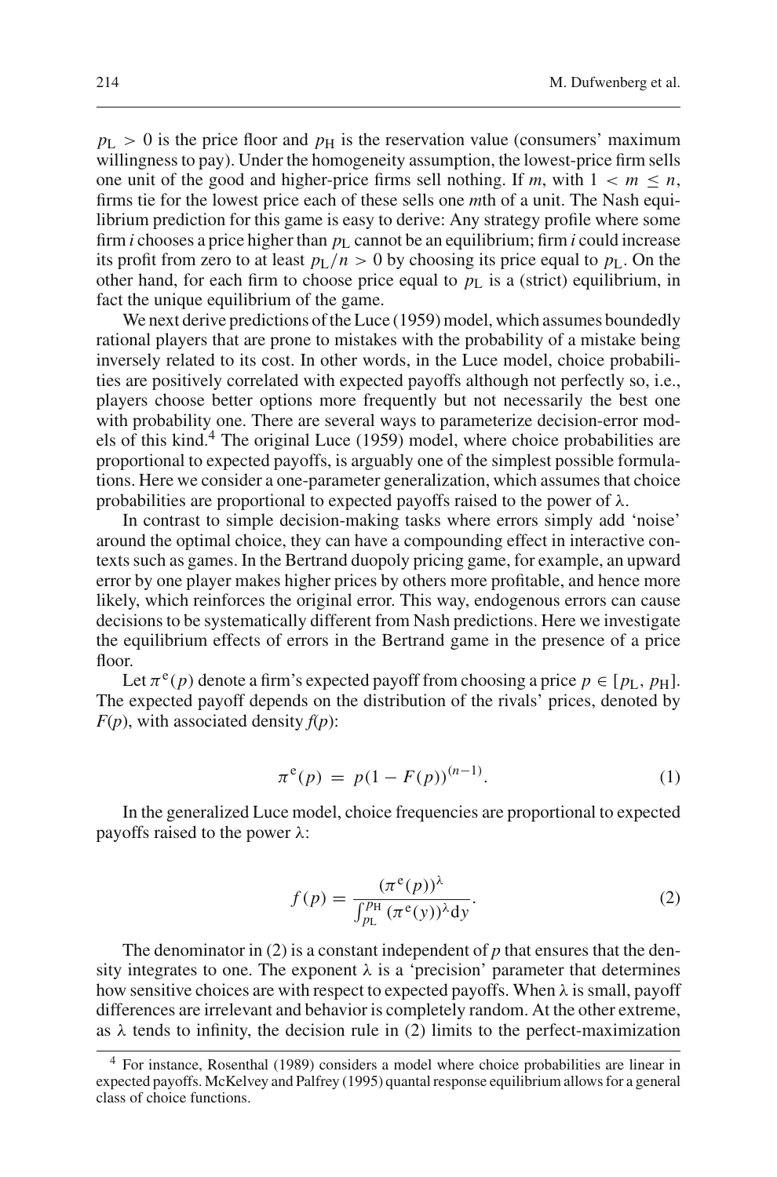$p_L > 0$ is the price floor and $p_H$ is the reservation value (consumers' maximum willingness to pay). Under the homogeneity assumption, the lowest-price firm sells one unit of the good and higher-price firms sell nothing. If $m$, with $1 < m \leq n$, firms tie for the lowest price each of these sells one $m$th of a unit. The Nash equilibrium prediction for this game is easy to derive: Any strategy profile where some firm $i$ chooses a price higher than $p_L$ cannot be an equilibrium; firm $i$ could increase its profit from zero to at least $p_L/n > 0$ by choosing its price equal to $p_L$. On the other hand, for each firm to choose price equal to $p_L$ is a (strict) equilibrium, in fact the unique equilibrium of the game.

We next derive predictions of the Luce (1959) model, which assumes boundedly rational players that are prone to mistakes with the probability of a mistake being inversely related to its cost. In other words, in the Luce model, choice probabilities are positively correlated with expected payoffs although not perfectly so, i.e., players choose better options more frequently but not necessarily the best one with probability one. There are several ways to parameterize decision-error models of this kind.[4] The original Luce (1959) model, where choice probabilities are proportional to expected payoffs, is arguably one of the simplest possible formulations. Here we consider a one-parameter generalization, which assumes that choice probabilities are proportional to expected payoffs raised to the power of $\lambda$.

In contrast to simple decision-making tasks where errors simply add 'noise' around the optimal choice, they can have a compounding effect in interactive contexts such as games. In the Bertrand duopoly pricing game, for example, an upward error by one player makes higher prices by others more profitable, and hence more likely, which reinforces the original error. This way, endogenous errors can cause decisions to be systematically different from Nash predictions. Here we investigate the equilibrium effects of errors in the Bertrand game in the presence of a price floor.

Let $\pi^e(p)$ denote a firm's expected payoff from choosing a price $p \in [p_L, p_H]$. The expected payoff depends on the distribution of the rivals' prices, denoted by $F(p)$, with associated density $f(p)$:

$$\pi^e(p) = p(1 - F(p))^{(n-1)}. \tag{1}$$

In the generalized Luce model, choice frequencies are proportional to expected payoffs raised to the power $\lambda$:

$$f(p) = \frac{(\pi^e(p))^\lambda}{\int_{p_L}^{p_H} (\pi^e(y))^\lambda \mathrm{d}y}. \tag{2}$$

The denominator in (2) is a constant independent of $p$ that ensures that the density integrates to one. The exponent $\lambda$ is a 'precision' parameter that determines how sensitive choices are with respect to expected payoffs. When $\lambda$ is small, payoff differences are irrelevant and behavior is completely random. At the other extreme, as $\lambda$ tends to infinity, the decision rule in (2) limits to the perfect-maximization

[4] For instance, Rosenthal (1989) considers a model where choice probabilities are linear in expected payoffs. McKelvey and Palfrey (1995) quantal response equilibrium allows for a general class of choice functions.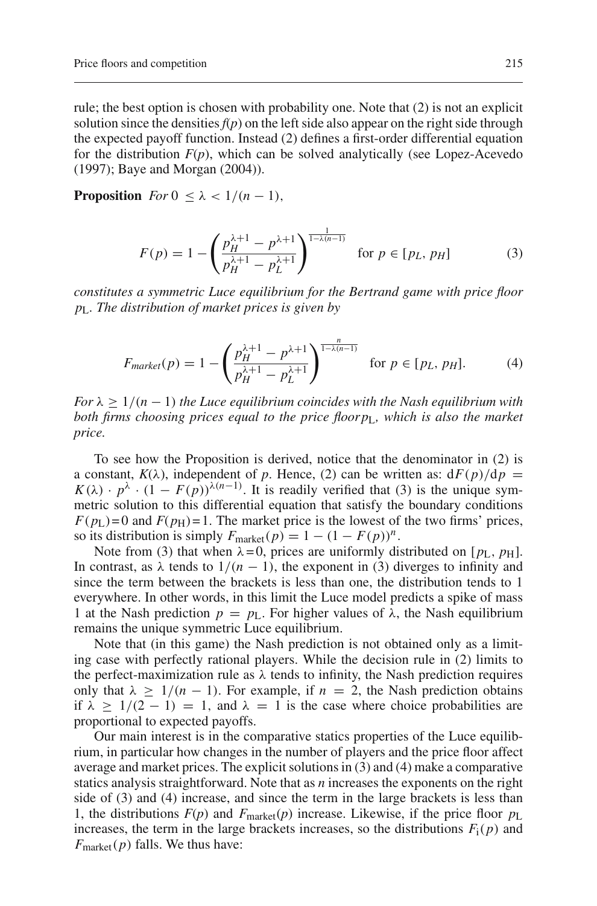rule; the best option is chosen with probability one. Note that (2) is not an explicit solution since the densities $f(p)$ on the left side also appear on the right side through the expected payoff function. Instead (2) defines a first-order differential equation for the distribution $F(p)$, which can be solved analytically (see Lopez-Acevedo (1997); Baye and Morgan (2004)).

**Proposition** *For* $0 \leq \lambda < 1/(n-1)$,

$$F(p) = 1 - \left( \frac{p_H^{\lambda+1} - p^{\lambda+1}}{p_H^{\lambda+1} - p_L^{\lambda+1}} \right)^{\frac{1}{1-\lambda(n-1)}} \quad \text{for } p \in [p_L, p_H] \tag{3}$$

*constitutes a symmetric Luce equilibrium for the Bertrand game with price floor* $p_{\mathrm{L}}$*. The distribution of market prices is given by*

$$F_{market}(p) = 1 - \left( \frac{p_H^{\lambda+1} - p^{\lambda+1}}{p_H^{\lambda+1} - p_L^{\lambda+1}} \right)^{\frac{n}{1-\lambda(n-1)}} \quad \text{for } p \in [p_L, p_H]. \tag{4}$$

*For* $\lambda \geq 1/(n-1)$ *the Luce equilibrium coincides with the Nash equilibrium with both firms choosing prices equal to the price floor* $p_{\mathrm{L}}$*, which is also the market price.*

To see how the Proposition is derived, notice that the denominator in (2) is a constant, $K(\lambda)$, independent of $p$. Hence, (2) can be written as: $\mathrm{d}F(p)/\mathrm{d}p = K(\lambda) \cdot p^{\lambda} \cdot (1 - F(p))^{\lambda(n-1)}$. It is readily verified that (3) is the unique symmetric solution to this differential equation that satisfy the boundary conditions $F(p_{\mathrm{L}})=0$ and $F(p_{\mathrm{H}})=1$. The market price is the lowest of the two firms' prices, so its distribution is simply $F_{\mathrm{market}}(p) = 1 - (1 - F(p))^n$.

Note from (3) that when $\lambda=0$, prices are uniformly distributed on $[p_{\mathrm{L}}, p_{\mathrm{H}}]$. In contrast, as $\lambda$ tends to $1/(n-1)$, the exponent in (3) diverges to infinity and since the term between the brackets is less than one, the distribution tends to 1 everywhere. In other words, in this limit the Luce model predicts a spike of mass 1 at the Nash prediction $p = p_{\mathrm{L}}$. For higher values of $\lambda$, the Nash equilibrium remains the unique symmetric Luce equilibrium.

Note that (in this game) the Nash prediction is not obtained only as a limiting case with perfectly rational players. While the decision rule in (2) limits to the perfect-maximization rule as $\lambda$ tends to infinity, the Nash prediction requires only that $\lambda \geq 1/(n-1)$. For example, if $n = 2$, the Nash prediction obtains if $\lambda \geq 1/(2-1) = 1$, and $\lambda = 1$ is the case where choice probabilities are proportional to expected payoffs.

Our main interest is in the comparative statics properties of the Luce equilibrium, in particular how changes in the number of players and the price floor affect average and market prices. The explicit solutions in (3) and (4) make a comparative statics analysis straightforward. Note that as $n$ increases the exponents on the right side of (3) and (4) increase, and since the term in the large brackets is less than 1, the distributions $F(p)$ and $F_{\mathrm{market}}(p)$ increase. Likewise, if the price floor $p_{\mathrm{L}}$ increases, the term in the large brackets increases, so the distributions $F_{\mathrm{i}}(p)$ and $F_{\mathrm{market}}(p)$ falls. We thus have: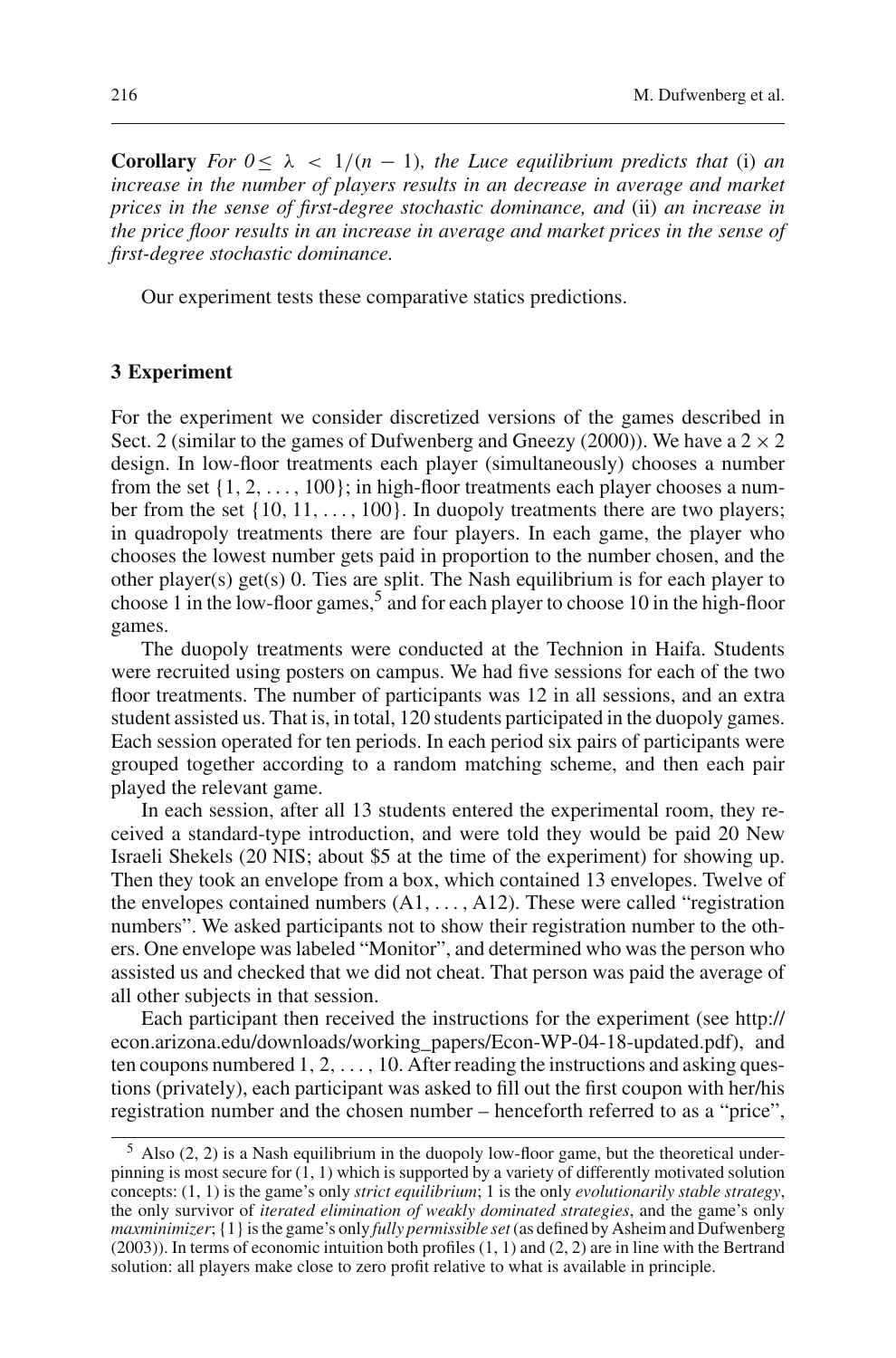**Corollary** *For $0 \leq \lambda < 1/(n-1)$, the Luce equilibrium predicts that* (i) *an increase in the number of players results in an decrease in average and market prices in the sense of first-degree stochastic dominance, and* (ii) *an increase in the price floor results in an increase in average and market prices in the sense of first-degree stochastic dominance.*

Our experiment tests these comparative statics predictions.

## 3 Experiment

For the experiment we consider discretized versions of the games described in Sect. 2 (similar to the games of Dufwenberg and Gneezy (2000)). We have a $2 \times 2$ design. In low-floor treatments each player (simultaneously) chooses a number from the set $\{1, 2, \ldots, 100\}$; in high-floor treatments each player chooses a number from the set $\{10, 11, \ldots, 100\}$. In duopoly treatments there are two players; in quadropoly treatments there are four players. In each game, the player who chooses the lowest number gets paid in proportion to the number chosen, and the other player(s) get(s) 0. Ties are split. The Nash equilibrium is for each player to choose 1 in the low-floor games,[5] and for each player to choose 10 in the high-floor games.

The duopoly treatments were conducted at the Technion in Haifa. Students were recruited using posters on campus. We had five sessions for each of the two floor treatments. The number of participants was 12 in all sessions, and an extra student assisted us. That is, in total, 120 students participated in the duopoly games. Each session operated for ten periods. In each period six pairs of participants were grouped together according to a random matching scheme, and then each pair played the relevant game.

In each session, after all 13 students entered the experimental room, they received a standard-type introduction, and were told they would be paid 20 New Israeli Shekels (20 NIS; about \$5 at the time of the experiment) for showing up. Then they took an envelope from a box, which contained 13 envelopes. Twelve of the envelopes contained numbers (A1, ..., A12). These were called "registration numbers". We asked participants not to show their registration number to the others. One envelope was labeled "Monitor", and determined who was the person who assisted us and checked that we did not cheat. That person was paid the average of all other subjects in that session.

Each participant then received the instructions for the experiment (see http://econ.arizona.edu/downloads/working_papers/Econ-WP-04-18-updated.pdf), and ten coupons numbered 1, 2, ..., 10. After reading the instructions and asking questions (privately), each participant was asked to fill out the first coupon with her/his registration number and the chosen number – henceforth referred to as a "price",

[5] Also (2, 2) is a Nash equilibrium in the duopoly low-floor game, but the theoretical underpinning is most secure for (1, 1) which is supported by a variety of differently motivated solution concepts: (1, 1) is the game's only *strict equilibrium*; 1 is the only *evolutionarily stable strategy*, the only survivor of *iterated elimination of weakly dominated strategies*, and the game's only *maxminimizer*; {1} is the game's only *fully permissible set* (as defined by Asheim and Dufwenberg (2003)). In terms of economic intuition both profiles (1, 1) and (2, 2) are in line with the Bertrand solution: all players make close to zero profit relative to what is available in principle.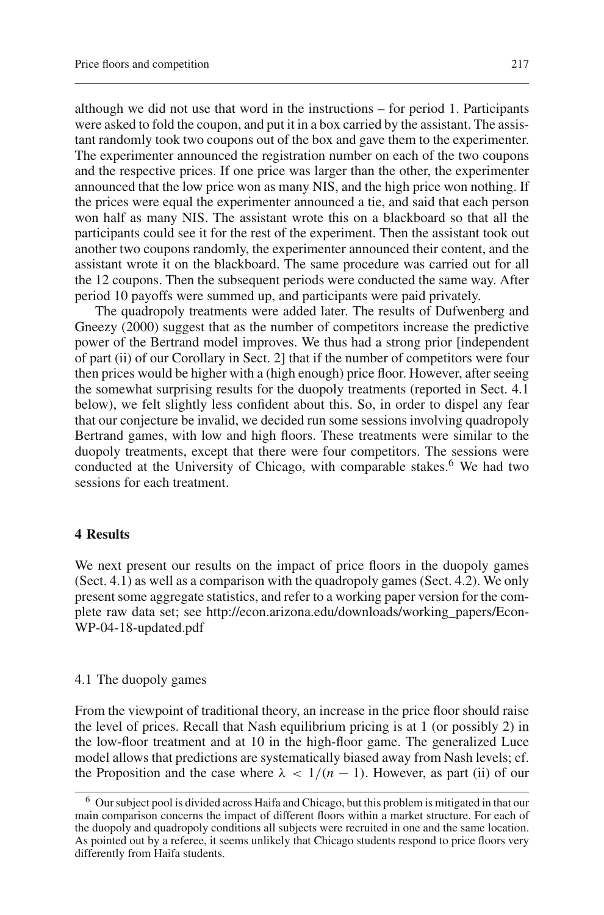although we did not use that word in the instructions – for period 1. Participants were asked to fold the coupon, and put it in a box carried by the assistant. The assistant randomly took two coupons out of the box and gave them to the experimenter. The experimenter announced the registration number on each of the two coupons and the respective prices. If one price was larger than the other, the experimenter announced that the low price won as many NIS, and the high price won nothing. If the prices were equal the experimenter announced a tie, and said that each person won half as many NIS. The assistant wrote this on a blackboard so that all the participants could see it for the rest of the experiment. Then the assistant took out another two coupons randomly, the experimenter announced their content, and the assistant wrote it on the blackboard. The same procedure was carried out for all the 12 coupons. Then the subsequent periods were conducted the same way. After period 10 payoffs were summed up, and participants were paid privately.

The quadropoly treatments were added later. The results of Dufwenberg and Gneezy (2000) suggest that as the number of competitors increase the predictive power of the Bertrand model improves. We thus had a strong prior [independent of part (ii) of our Corollary in Sect. 2] that if the number of competitors were four then prices would be higher with a (high enough) price floor. However, after seeing the somewhat surprising results for the duopoly treatments (reported in Sect. 4.1 below), we felt slightly less confident about this. So, in order to dispel any fear that our conjecture be invalid, we decided run some sessions involving quadropoly Bertrand games, with low and high floors. These treatments were similar to the duopoly treatments, except that there were four competitors. The sessions were conducted at the University of Chicago, with comparable stakes.[6] We had two sessions for each treatment.

## 4 Results

We next present our results on the impact of price floors in the duopoly games (Sect. 4.1) as well as a comparison with the quadropoly games (Sect. 4.2). We only present some aggregate statistics, and refer to a working paper version for the complete raw data set; see http://econ.arizona.edu/downloads/working_papers/Econ-WP-04-18-updated.pdf

### 4.1 The duopoly games

From the viewpoint of traditional theory, an increase in the price floor should raise the level of prices. Recall that Nash equilibrium pricing is at 1 (or possibly 2) in the low-floor treatment and at 10 in the high-floor game. The generalized Luce model allows that predictions are systematically biased away from Nash levels; cf. the Proposition and the case where $\lambda < 1/(n-1)$. However, as part (ii) of our

[6] Our subject pool is divided across Haifa and Chicago, but this problem is mitigated in that our main comparison concerns the impact of different floors within a market structure. For each of the duopoly and quadropoly conditions all subjects were recruited in one and the same location. As pointed out by a referee, it seems unlikely that Chicago students respond to price floors very differently from Haifa students.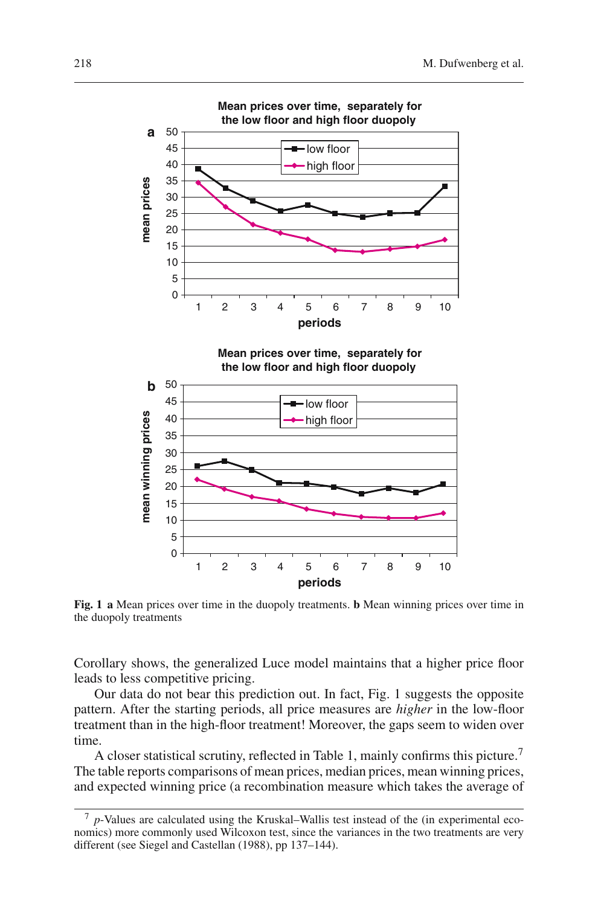Fig. 1 **a** Mean prices over time in the duopoly treatments. **b** Mean winning prices over time in the duopoly treatments

Corollary shows, the generalized Luce model maintains that a higher price floor leads to less competitive pricing.

Our data do not bear this prediction out. In fact, Fig. 1 suggests the opposite pattern. After the starting periods, all price measures are *higher* in the low-floor treatment than in the high-floor treatment! Moreover, the gaps seem to widen over time.

A closer statistical scrutiny, reflected in Table 1, mainly confirms this picture.[7] The table reports comparisons of mean prices, median prices, mean winning prices, and expected winning price (a recombination measure which takes the average of

[7] $p$-Values are calculated using the Kruskal–Wallis test instead of the (in experimental economics) more commonly used Wilcoxon test, since the variances in the two treatments are very different (see Siegel and Castellan (1988), pp 137–144).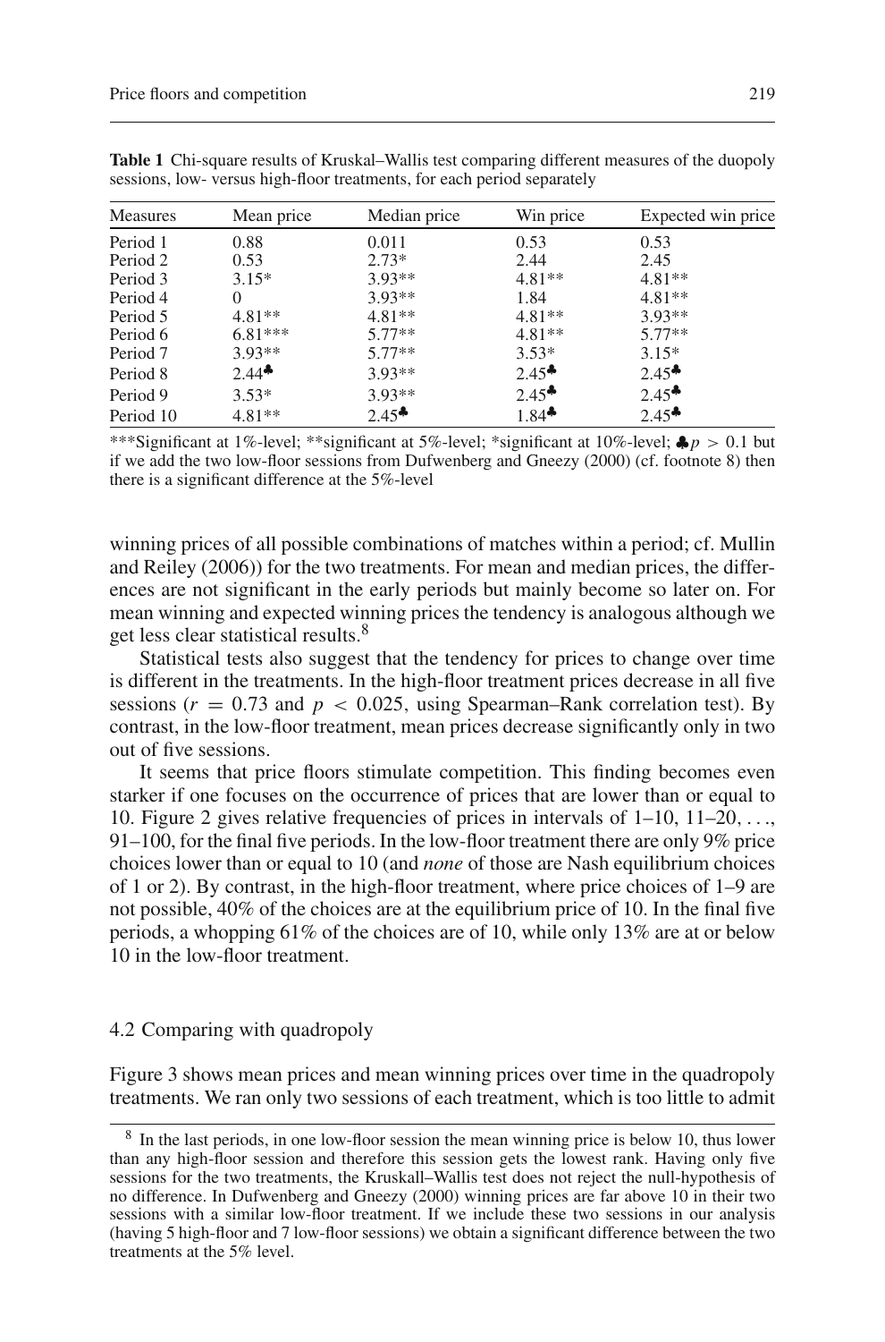**Table 1** Chi-square results of Kruskal–Wallis test comparing different measures of the duopoly sessions, low- versus high-floor treatments, for each period separately

| Measures | Mean price | Median price | Win price | Expected win price |
|---|---|---|---|---|
| Period 1 | 0.88 | 0.011 | 0.53 | 0.53 |
| Period 2 | 0.53 | 2.73* | 2.44 | 2.45 |
| Period 3 | 3.15* | 3.93** | 4.81** | 4.81** |
| Period 4 | 0 | 3.93** | 1.84 | 4.81** |
| Period 5 | 4.81** | 4.81** | 4.81** | 3.93** |
| Period 6 | 6.81*** | 5.77** | 4.81** | 5.77** |
| Period 7 | 3.93** | 5.77** | 3.53* | 3.15* |
| Period 8 | 2.44♣ | 3.93** | 2.45♣ | 2.45♣ |
| Period 9 | 3.53* | 3.93** | 2.45♣ | 2.45♣ |
| Period 10 | 4.81** | 2.45♣ | 1.84♣ | 2.45♣ |

***Significant at 1%-level; **significant at 5%-level; *significant at 10%-level; ♣$p > 0.1$ but if we add the two low-floor sessions from Dufwenberg and Gneezy (2000) (cf. footnote 8) then there is a significant difference at the 5%-level

winning prices of all possible combinations of matches within a period; cf. Mullin and Reiley (2006)) for the two treatments. For mean and median prices, the differences are not significant in the early periods but mainly become so later on. For mean winning and expected winning prices the tendency is analogous although we get less clear statistical results.[8]

Statistical tests also suggest that the tendency for prices to change over time is different in the treatments. In the high-floor treatment prices decrease in all five sessions ($r = 0.73$ and $p < 0.025$, using Spearman–Rank correlation test). By contrast, in the low-floor treatment, mean prices decrease significantly only in two out of five sessions.

It seems that price floors stimulate competition. This finding becomes even starker if one focuses on the occurrence of prices that are lower than or equal to 10. Figure 2 gives relative frequencies of prices in intervals of 1–10, 11–20, ..., 91–100, for the final five periods. In the low-floor treatment there are only 9% price choices lower than or equal to 10 (and *none* of those are Nash equilibrium choices of 1 or 2). By contrast, in the high-floor treatment, where price choices of 1–9 are not possible, 40% of the choices are at the equilibrium price of 10. In the final five periods, a whopping 61% of the choices are of 10, while only 13% are at or below 10 in the low-floor treatment.

### 4.2 Comparing with quadropoly

Figure 3 shows mean prices and mean winning prices over time in the quadropoly treatments. We ran only two sessions of each treatment, which is too little to admit

[8] In the last periods, in one low-floor session the mean winning price is below 10, thus lower than any high-floor session and therefore this session gets the lowest rank. Having only five sessions for the two treatments, the Kruskall–Wallis test does not reject the null-hypothesis of no difference. In Dufwenberg and Gneezy (2000) winning prices are far above 10 in their two sessions with a similar low-floor treatment. If we include these two sessions in our analysis (having 5 high-floor and 7 low-floor sessions) we obtain a significant difference between the two treatments at the 5% level.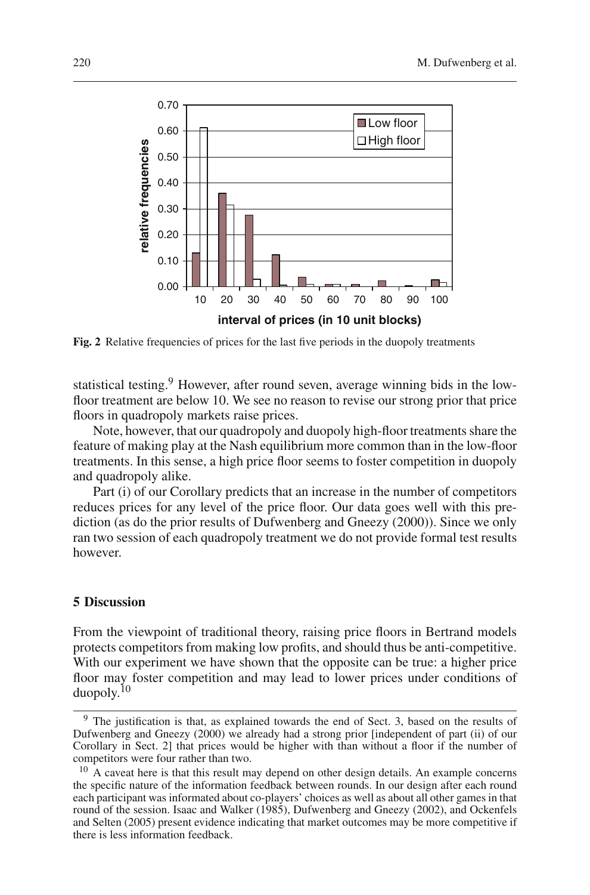Fig. 2 Relative frequencies of prices for the last five periods in the duopoly treatments

statistical testing.[9] However, after round seven, average winning bids in the low-floor treatment are below 10. We see no reason to revise our strong prior that price floors in quadropoly markets raise prices.

Note, however, that our quadropoly and duopoly high-floor treatments share the feature of making play at the Nash equilibrium more common than in the low-floor treatments. In this sense, a high price floor seems to foster competition in duopoly and quadropoly alike.

Part (i) of our Corollary predicts that an increase in the number of competitors reduces prices for any level of the price floor. Our data goes well with this prediction (as do the prior results of Dufwenberg and Gneezy (2000)). Since we only ran two session of each quadropoly treatment we do not provide formal test results however.

## 5 Discussion

From the viewpoint of traditional theory, raising price floors in Bertrand models protects competitors from making low profits, and should thus be anti-competitive. With our experiment we have shown that the opposite can be true: a higher price floor may foster competition and may lead to lower prices under conditions of duopoly.[10]

---

[9] The justification is that, as explained towards the end of Sect. 3, based on the results of Dufwenberg and Gneezy (2000) we already had a strong prior [independent of part (ii) of our Corollary in Sect. 2] that prices would be higher with than without a floor if the number of competitors were four rather than two.

[10] A caveat here is that this result may depend on other design details. An example concerns the specific nature of the information feedback between rounds. In our design after each round each participant was informated about co-players' choices as well as about all other games in that round of the session. Isaac and Walker (1985), Dufwenberg and Gneezy (2002), and Ockenfels and Selten (2005) present evidence indicating that market outcomes may be more competitive if there is less information feedback.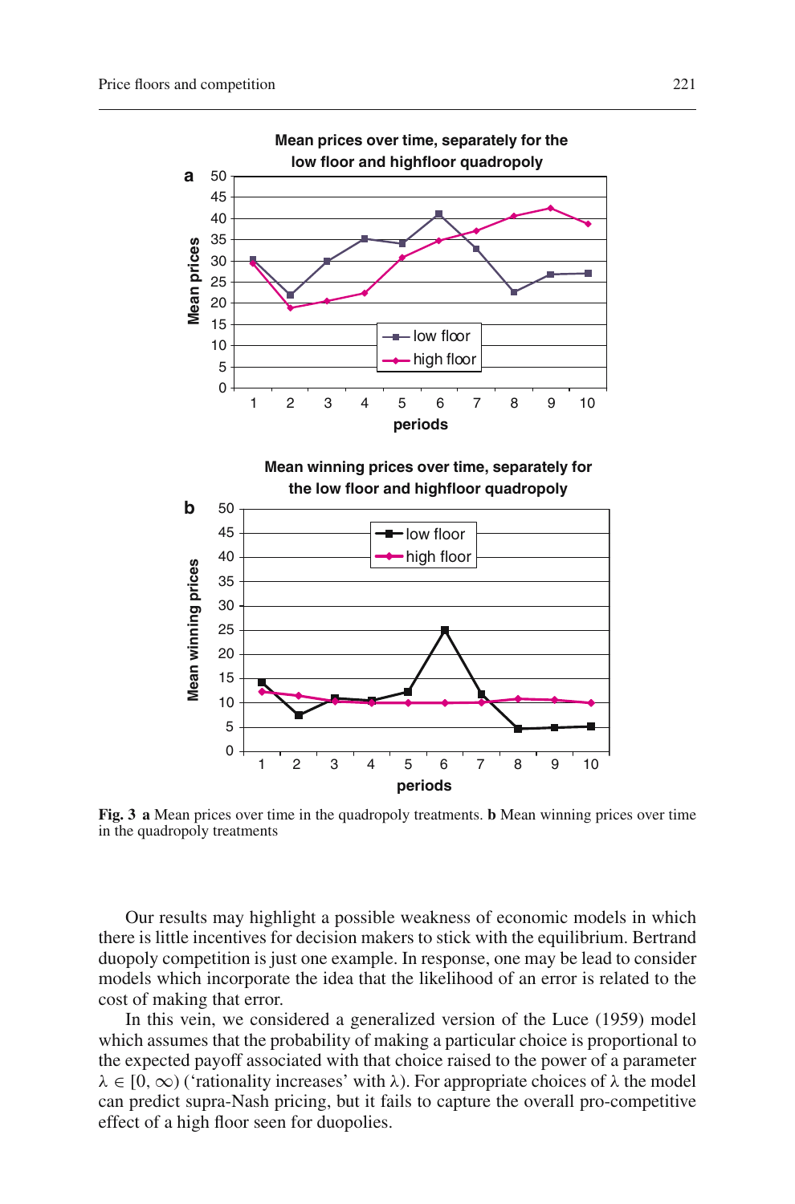**Fig. 3** **a** Mean prices over time in the quadropoly treatments. **b** Mean winning prices over time in the quadropoly treatments

Our results may highlight a possible weakness of economic models in which there is little incentives for decision makers to stick with the equilibrium. Bertrand duopoly competition is just one example. In response, one may be lead to consider models which incorporate the idea that the likelihood of an error is related to the cost of making that error.

In this vein, we considered a generalized version of the Luce (1959) model which assumes that the probability of making a particular choice is proportional to the expected payoff associated with that choice raised to the power of a parameter $\lambda \in [0, \infty)$ ('rationality increases' with $\lambda$). For appropriate choices of $\lambda$ the model can predict supra-Nash pricing, but it fails to capture the overall pro-competitive effect of a high floor seen for duopolies.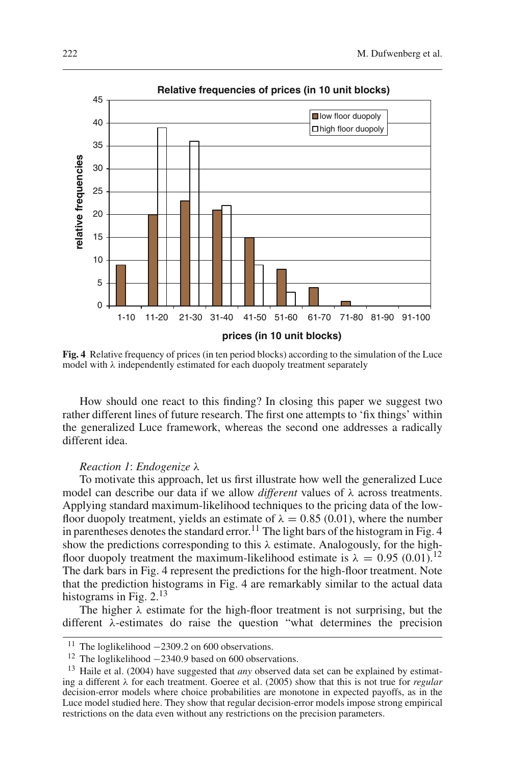**Fig. 4** Relative frequency of prices (in ten period blocks) according to the simulation of the Luce model with λ independently estimated for each duopoly treatment separately

How should one react to this finding? In closing this paper we suggest two rather different lines of future research. The first one attempts to 'fix things' within the generalized Luce framework, whereas the second one addresses a radically different idea.

*Reaction 1*: *Endogenize* λ

To motivate this approach, let us first illustrate how well the generalized Luce model can describe our data if we allow *different* values of λ across treatments. Applying standard maximum-likelihood techniques to the pricing data of the low-floor duopoly treatment, yields an estimate of $\lambda = 0.85$ (0.01), where the number in parentheses denotes the standard error.[11] The light bars of the histogram in Fig. 4 show the predictions corresponding to this λ estimate. Analogously, for the high-floor duopoly treatment the maximum-likelihood estimate is $\lambda = 0.95$ (0.01).[12] The dark bars in Fig. 4 represent the predictions for the high-floor treatment. Note that the prediction histograms in Fig. 4 are remarkably similar to the actual data histograms in Fig. 2.[13]

The higher λ estimate for the high-floor treatment is not surprising, but the different λ-estimates do raise the question "what determines the precision

[11] The loglikelihood −2309.2 on 600 observations.

[12] The loglikelihood −2340.9 based on 600 observations.

[13] Haile et al. (2004) have suggested that *any* observed data set can be explained by estimating a different λ for each treatment. Goeree et al. (2005) show that this is not true for *regular* decision-error models where choice probabilities are monotone in expected payoffs, as in the Luce model studied here. They show that regular decision-error models impose strong empirical restrictions on the data even without any restrictions on the precision parameters.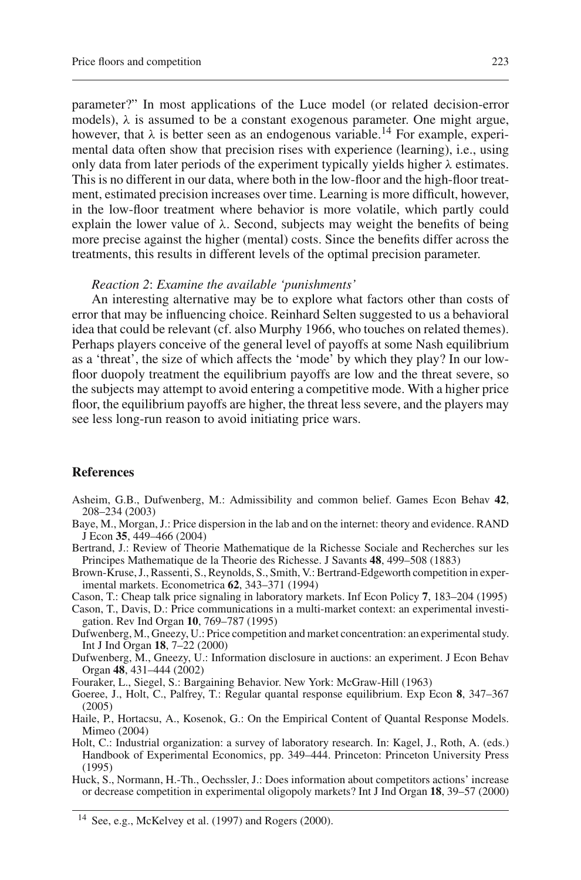parameter?" In most applications of the Luce model (or related decision-error models), $\lambda$ is assumed to be a constant exogenous parameter. One might argue, however, that $\lambda$ is better seen as an endogenous variable.[14] For example, experimental data often show that precision rises with experience (learning), i.e., using only data from later periods of the experiment typically yields higher $\lambda$ estimates. This is no different in our data, where both in the low-floor and the high-floor treatment, estimated precision increases over time. Learning is more difficult, however, in the low-floor treatment where behavior is more volatile, which partly could explain the lower value of $\lambda$. Second, subjects may weight the benefits of being more precise against the higher (mental) costs. Since the benefits differ across the treatments, this results in different levels of the optimal precision parameter.

*Reaction 2*: *Examine the available 'punishments'*

An interesting alternative may be to explore what factors other than costs of error that may be influencing choice. Reinhard Selten suggested to us a behavioral idea that could be relevant (cf. also Murphy 1966, who touches on related themes). Perhaps players conceive of the general level of payoffs at some Nash equilibrium as a 'threat', the size of which affects the 'mode' by which they play? In our low-floor duopoly treatment the equilibrium payoffs are low and the threat severe, so the subjects may attempt to avoid entering a competitive mode. With a higher price floor, the equilibrium payoffs are higher, the threat less severe, and the players may see less long-run reason to avoid initiating price wars.

## References

Asheim, G.B., Dufwenberg, M.: Admissibility and common belief. Games Econ Behav **42**, 208–234 (2003)

Baye, M., Morgan, J.: Price dispersion in the lab and on the internet: theory and evidence. RAND J Econ **35**, 449–466 (2004)

Bertrand, J.: Review of Theorie Mathematique de la Richesse Sociale and Recherches sur les Principes Mathematique de la Theorie des Richesse. J Savants **48**, 499–508 (1883)

Brown-Kruse, J., Rassenti, S., Reynolds, S., Smith, V.: Bertrand-Edgeworth competition in experimental markets. Econometrica **62**, 343–371 (1994)

Cason, T.: Cheap talk price signaling in laboratory markets. Inf Econ Policy **7**, 183–204 (1995)

Cason, T., Davis, D.: Price communications in a multi-market context: an experimental investigation. Rev Ind Organ **10**, 769–787 (1995)

Dufwenberg, M., Gneezy, U.: Price competition and market concentration: an experimental study. Int J Ind Organ **18**, 7–22 (2000)

Dufwenberg, M., Gneezy, U.: Information disclosure in auctions: an experiment. J Econ Behav Organ **48**, 431–444 (2002)

Fouraker, L., Siegel, S.: Bargaining Behavior. New York: McGraw-Hill (1963)

Goeree, J., Holt, C., Palfrey, T.: Regular quantal response equilibrium. Exp Econ **8**, 347–367 (2005)

Haile, P., Hortacsu, A., Kosenok, G.: On the Empirical Content of Quantal Response Models. Mimeo (2004)

Holt, C.: Industrial organization: a survey of laboratory research. In: Kagel, J., Roth, A. (eds.) Handbook of Experimental Economics, pp. 349–444. Princeton: Princeton University Press (1995)

Huck, S., Normann, H.-Th., Oechssler, J.: Does information about competitors actions' increase or decrease competition in experimental oligopoly markets? Int J Ind Organ **18**, 39–57 (2000)

[14] See, e.g., McKelvey et al. (1997) and Rogers (2000).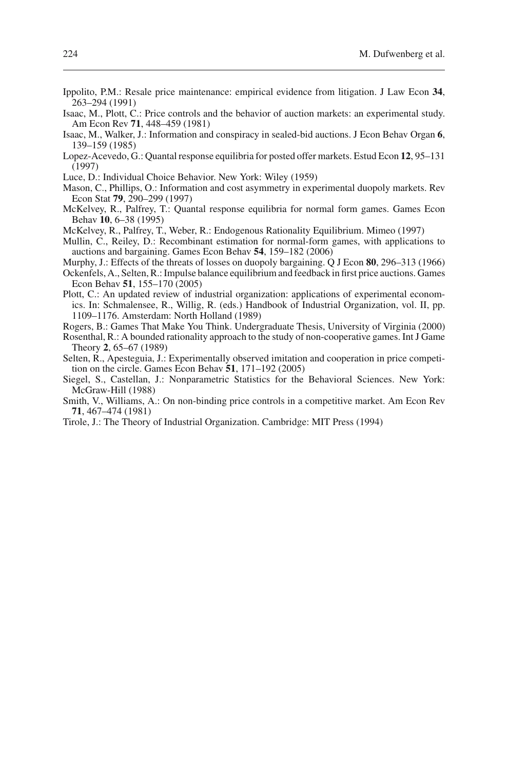Ippolito, P.M.: Resale price maintenance: empirical evidence from litigation. J Law Econ **34**, 263–294 (1991)

Isaac, M., Plott, C.: Price controls and the behavior of auction markets: an experimental study. Am Econ Rev **71**, 448–459 (1981)

Isaac, M., Walker, J.: Information and conspiracy in sealed-bid auctions. J Econ Behav Organ **6**, 139–159 (1985)

Lopez-Acevedo, G.: Quantal response equilibria for posted offer markets. Estud Econ **12**, 95–131 (1997)

Luce, D.: Individual Choice Behavior. New York: Wiley (1959)

Mason, C., Phillips, O.: Information and cost asymmetry in experimental duopoly markets. Rev Econ Stat **79**, 290–299 (1997)

McKelvey, R., Palfrey, T.: Quantal response equilibria for normal form games. Games Econ Behav **10**, 6–38 (1995)

McKelvey, R., Palfrey, T., Weber, R.: Endogenous Rationality Equilibrium. Mimeo (1997)

Mullin, C., Reiley, D.: Recombinant estimation for normal-form games, with applications to auctions and bargaining. Games Econ Behav **54**, 159–182 (2006)

Murphy, J.: Effects of the threats of losses on duopoly bargaining. Q J Econ **80**, 296–313 (1966)

Ockenfels, A., Selten, R.: Impulse balance equilibrium and feedback in first price auctions. Games Econ Behav **51**, 155–170 (2005)

Plott, C.: An updated review of industrial organization: applications of experimental economics. In: Schmalensee, R., Willig, R. (eds.) Handbook of Industrial Organization, vol. II, pp. 1109–1176. Amsterdam: North Holland (1989)

Rogers, B.: Games That Make You Think. Undergraduate Thesis, University of Virginia (2000)

Rosenthal, R.: A bounded rationality approach to the study of non-cooperative games. Int J Game Theory **2**, 65–67 (1989)

Selten, R., Apesteguia, J.: Experimentally observed imitation and cooperation in price competition on the circle. Games Econ Behav **51**, 171–192 (2005)

Siegel, S., Castellan, J.: Nonparametric Statistics for the Behavioral Sciences. New York: McGraw-Hill (1988)

Smith, V., Williams, A.: On non-binding price controls in a competitive market. Am Econ Rev **71**, 467–474 (1981)

Tirole, J.: The Theory of Industrial Organization. Cambridge: MIT Press (1994)